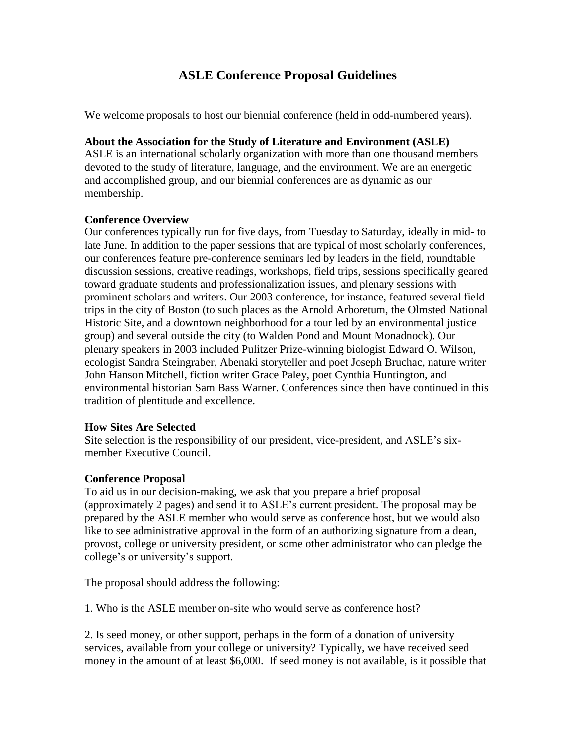# ASLE Conference Proposal Guidelines

We welcome proposals to host our biennial conference (held in odd-numbered years).

**About the Association for the Study of Literature and Environment (ASLE)**
ASLE is an international scholarly organization with more than one thousand members devoted to the study of literature, language, and the environment. We are an energetic and accomplished group, and our biennial conferences are as dynamic as our membership.

**Conference Overview**
Our conferences typically run for five days, from Tuesday to Saturday, ideally in mid- to late June. In addition to the paper sessions that are typical of most scholarly conferences, our conferences feature pre-conference seminars led by leaders in the field, roundtable discussion sessions, creative readings, workshops, field trips, sessions specifically geared toward graduate students and professionalization issues, and plenary sessions with prominent scholars and writers. Our 2003 conference, for instance, featured several field trips in the city of Boston (to such places as the Arnold Arboretum, the Olmsted National Historic Site, and a downtown neighborhood for a tour led by an environmental justice group) and several outside the city (to Walden Pond and Mount Monadnock). Our plenary speakers in 2003 included Pulitzer Prize-winning biologist Edward O. Wilson, ecologist Sandra Steingraber, Abenaki storyteller and poet Joseph Bruchac, nature writer John Hanson Mitchell, fiction writer Grace Paley, poet Cynthia Huntington, and environmental historian Sam Bass Warner. Conferences since then have continued in this tradition of plentitude and excellence.

**How Sites Are Selected**
Site selection is the responsibility of our president, vice-president, and ASLE's six-member Executive Council.

**Conference Proposal**
To aid us in our decision-making, we ask that you prepare a brief proposal (approximately 2 pages) and send it to ASLE's current president. The proposal may be prepared by the ASLE member who would serve as conference host, but we would also like to see administrative approval in the form of an authorizing signature from a dean, provost, college or university president, or some other administrator who can pledge the college's or university's support.

The proposal should address the following:

1. Who is the ASLE member on-site who would serve as conference host?

2. Is seed money, or other support, perhaps in the form of a donation of university services, available from your college or university? Typically, we have received seed money in the amount of at least $6,000. If seed money is not available, is it possible that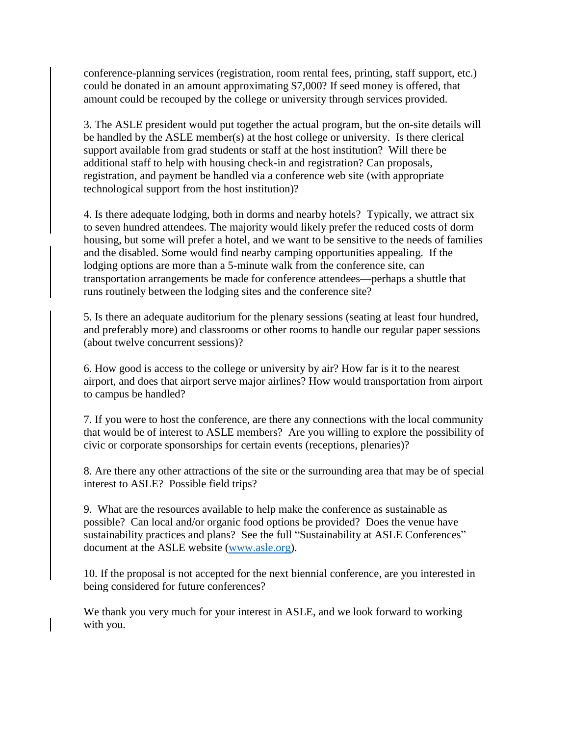conference-planning services (registration, room rental fees, printing, staff support, etc.) could be donated in an amount approximating $7,000? If seed money is offered, that amount could be recouped by the college or university through services provided.

3. The ASLE president would put together the actual program, but the on-site details will be handled by the ASLE member(s) at the host college or university. Is there clerical support available from grad students or staff at the host institution? Will there be additional staff to help with housing check-in and registration? Can proposals, registration, and payment be handled via a conference web site (with appropriate technological support from the host institution)?

4. Is there adequate lodging, both in dorms and nearby hotels? Typically, we attract six to seven hundred attendees. The majority would likely prefer the reduced costs of dorm housing, but some will prefer a hotel, and we want to be sensitive to the needs of families and the disabled. Some would find nearby camping opportunities appealing. If the lodging options are more than a 5-minute walk from the conference site, can transportation arrangements be made for conference attendees—perhaps a shuttle that runs routinely between the lodging sites and the conference site?

5. Is there an adequate auditorium for the plenary sessions (seating at least four hundred, and preferably more) and classrooms or other rooms to handle our regular paper sessions (about twelve concurrent sessions)?

6. How good is access to the college or university by air? How far is it to the nearest airport, and does that airport serve major airlines? How would transportation from airport to campus be handled?

7. If you were to host the conference, are there any connections with the local community that would be of interest to ASLE members? Are you willing to explore the possibility of civic or corporate sponsorships for certain events (receptions, plenaries)?

8. Are there any other attractions of the site or the surrounding area that may be of special interest to ASLE? Possible field trips?

9. What are the resources available to help make the conference as sustainable as possible? Can local and/or organic food options be provided? Does the venue have sustainability practices and plans? See the full "Sustainability at ASLE Conferences" document at the ASLE website (www.asle.org).

10. If the proposal is not accepted for the next biennial conference, are you interested in being considered for future conferences?

We thank you very much for your interest in ASLE, and we look forward to working with you.